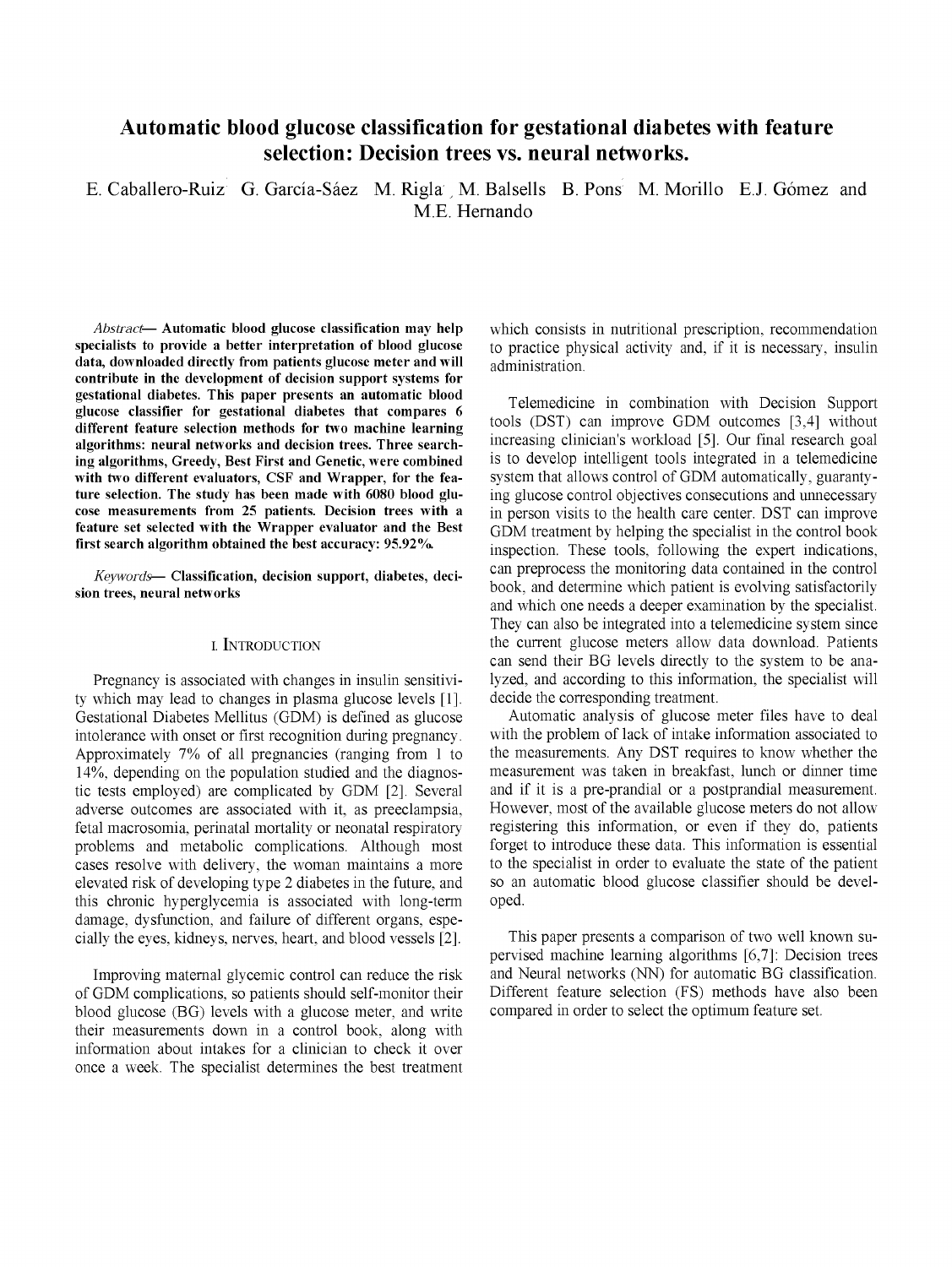# Automatic blood glucose classification for gestational diabetes with feature selection: Decision trees vs. neural networks.

E. Caballero-Ruiz G. García-Sáez M. Rigla M. Balsells B. Pons M. Morillo E.J. Gómez and M.E. Hernando

*Abstract*— **Automatic blood glucose classification may help specialists to provide a better interpretation of blood glucose data, downloaded directly from patients glucose meter and will contribute in the development of decision support systems for gestational diabetes. This paper presents an automatic blood glucose classifier for gestational diabetes that compares 6 different feature selection methods for two machine learning algorithms: neural networks and decision trees. Three searching algorithms, Greedy, Best First and Genetic, were combined with two different evaluators, CSF and Wrapper, for the feature selection. The study has been made with 6080 blood glucose measurements from 25 patients. Decision trees with a feature set selected with the Wrapper evaluator and the Best first search algorithm obtained the best accuracy: 95.92%.**

*Keywords*— **Classification, decision support, diabetes, decision trees, neural networks**

## I. Introduction

Pregnancy is associated with changes in insulin sensitivity which may lead to changes in plasma glucose levels [1]. Gestational Diabetes Mellitus (GDM) is defined as glucose intolerance with onset or first recognition during pregnancy. Approximately 7% of all pregnancies (ranging from 1 to 14%, depending on the population studied and the diagnostic tests employed) are complicated by GDM [2]. Several adverse outcomes are associated with it, as preeclampsia, fetal macrosomia, perinatal mortality or neonatal respiratory problems and metabolic complications. Although most cases resolve with delivery, the woman maintains a more elevated risk of developing type 2 diabetes in the future, and this chronic hyperglycemia is associated with long-term damage, dysfunction, and failure of different organs, especially the eyes, kidneys, nerves, heart, and blood vessels [2].

Improving maternal glycemic control can reduce the risk of GDM complications, so patients should self-monitor their blood glucose (BG) levels with a glucose meter, and write their measurements down in a control book, along with information about intakes for a clinician to check it over once a week. The specialist determines the best treatment which consists in nutritional prescription, recommendation to practice physical activity and, if it is necessary, insulin administration.

Telemedicine in combination with Decision Support tools (DST) can improve GDM outcomes [3,4] without increasing clinician's workload [5]. Our final research goal is to develop intelligent tools integrated in a telemedicine system that allows control of GDM automatically, guarantying glucose control objectives consecutions and unnecessary in person visits to the health care center. DST can improve GDM treatment by helping the specialist in the control book inspection. These tools, following the expert indications, can preprocess the monitoring data contained in the control book, and determine which patient is evolving satisfactorily and which one needs a deeper examination by the specialist. They can also be integrated into a telemedicine system since the current glucose meters allow data download. Patients can send their BG levels directly to the system to be analyzed, and according to this information, the specialist will decide the corresponding treatment.

Automatic analysis of glucose meter files have to deal with the problem of lack of intake information associated to the measurements. Any DST requires to know whether the measurement was taken in breakfast, lunch or dinner time and if it is a pre-prandial or a postprandial measurement. However, most of the available glucose meters do not allow registering this information, or even if they do, patients forget to introduce these data. This information is essential to the specialist in order to evaluate the state of the patient so an automatic blood glucose classifier should be developed.

This paper presents a comparison of two well known supervised machine learning algorithms [6,7]: Decision trees and Neural networks (NN) for automatic BG classification. Different feature selection (FS) methods have also been compared in order to select the optimum feature set.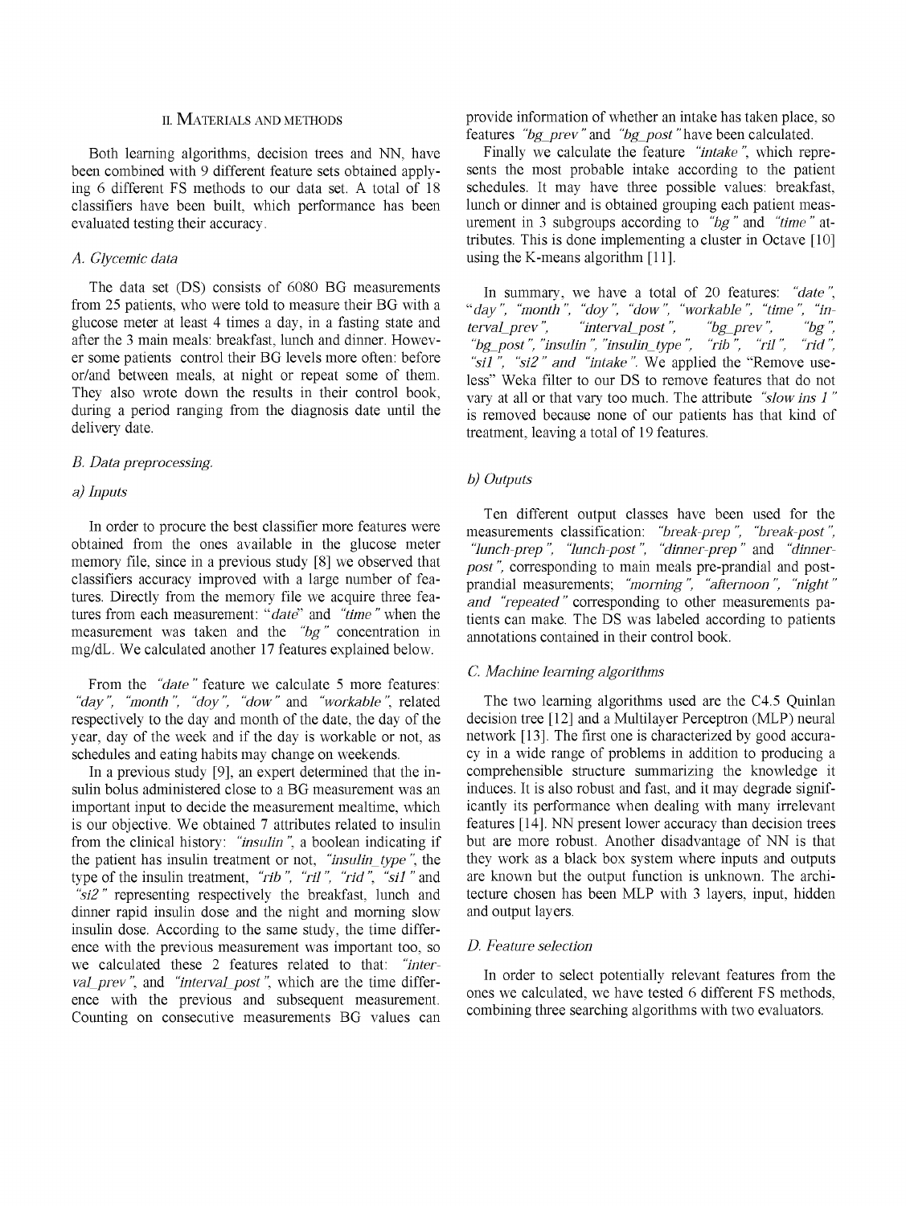## II. Materials and methods

Both learning algorithms, decision trees and NN, have been combined with 9 different feature sets obtained applying 6 different FS methods to our data set. A total of 18 classifiers have been built, which performance has been evaluated testing their accuracy.

### A. Glycemic data

The data set (DS) consists of 6080 BG measurements from 25 patients, who were told to measure their BG with a glucose meter at least 4 times a day, in a fasting state and after the 3 main meals: breakfast, lunch and dinner. However some patients control their BG levels more often: before or/and between meals, at night or repeat some of them. They also wrote down the results in their control book, during a period ranging from the diagnosis date until the delivery date.

### B. Data preprocessing.

#### a) Inputs

In order to procure the best classifier more features were obtained from the ones available in the glucose meter memory file, since in a previous study [8] we observed that classifiers accuracy improved with a large number of features. Directly from the memory file we acquire three features from each measurement: "*date*" and *"time"* when the measurement was taken and the *"bg"* concentration in mg/dL. We calculated another 17 features explained below.

From the *"date"* feature we calculate 5 more features: *"day"*, *"month"*, *"doy"*, *"dow"* and *"workable"*, related respectively to the day and month of the date, the day of the year, day of the week and if the day is workable or not, as schedules and eating habits may change on weekends.

In a previous study [9], an expert determined that the insulin bolus administered close to a BG measurement was an important input to decide the measurement mealtime, which is our objective. We obtained 7 attributes related to insulin from the clinical history: *"insulin"*, a boolean indicating if the patient has insulin treatment or not, *"insulin_type"*, the type of the insulin treatment, *"rib"*, *"ril"*, *"rid"*, *"si1"* and *"si2"* representing respectively the breakfast, lunch and dinner rapid insulin dose and the night and morning slow insulin dose. According to the same study, the time difference with the previous measurement was important too, so we calculated these 2 features related to that: *"interval_prev"*, and *"interval_post"*, which are the time difference with the previous and subsequent measurement. Counting on consecutive measurements BG values can provide information of whether an intake has taken place, so features *"bg_prev"* and *"bg_post"* have been calculated.

Finally we calculate the feature *"intake"*, which represents the most probable intake according to the patient schedules. It may have three possible values: breakfast, lunch or dinner and is obtained grouping each patient measurement in 3 subgroups according to *"bg"* and *"time"* attributes. This is done implementing a cluster in Octave [10] using the K-means algorithm [11].

In summary, we have a total of 20 features: *"date"*, *"day"*, *"month"*, *"doy"*, *"dow"*, *"workable"*, *"time"*, *"interval_prev"*, *"interval_post"*, *"bg_prev"*, *"bg"*, *"bg_post"*, *"insulin"*, *"insulin_type"*, *"rib"*, *"ril"*, *"rid"*, *"si1"*, *"si2"* and *"intake"*. We applied the "Remove useless" Weka filter to our DS to remove features that do not vary at all or that vary too much. The attribute *"slow ins 1"* is removed because none of our patients has that kind of treatment, leaving a total of 19 features.

#### b) Outputs

Ten different output classes have been used for the measurements classification: *"break-prep"*, *"break-post"*, *"lunch-prep"*, *"lunch-post"*, *"dinner-prep"* and *"dinner-post"*, corresponding to main meals pre-prandial and post-prandial measurements; *"morning"*, *"afternoon"*, *"night"* and *"repeated"* corresponding to other measurements patients can make. The DS was labeled according to patients annotations contained in their control book.

### C. Machine learning algorithms

The two learning algorithms used are the C4.5 Quinlan decision tree [12] and a Multilayer Perceptron (MLP) neural network [13]. The first one is characterized by good accuracy in a wide range of problems in addition to producing a comprehensible structure summarizing the knowledge it induces. It is also robust and fast, and it may degrade significantly its performance when dealing with many irrelevant features [14]. NN present lower accuracy than decision trees but are more robust. Another disadvantage of NN is that they work as a black box system where inputs and outputs are known but the output function is unknown. The architecture chosen has been MLP with 3 layers, input, hidden and output layers.

### D. Feature selection

In order to select potentially relevant features from the ones we calculated, we have tested 6 different FS methods, combining three searching algorithms with two evaluators.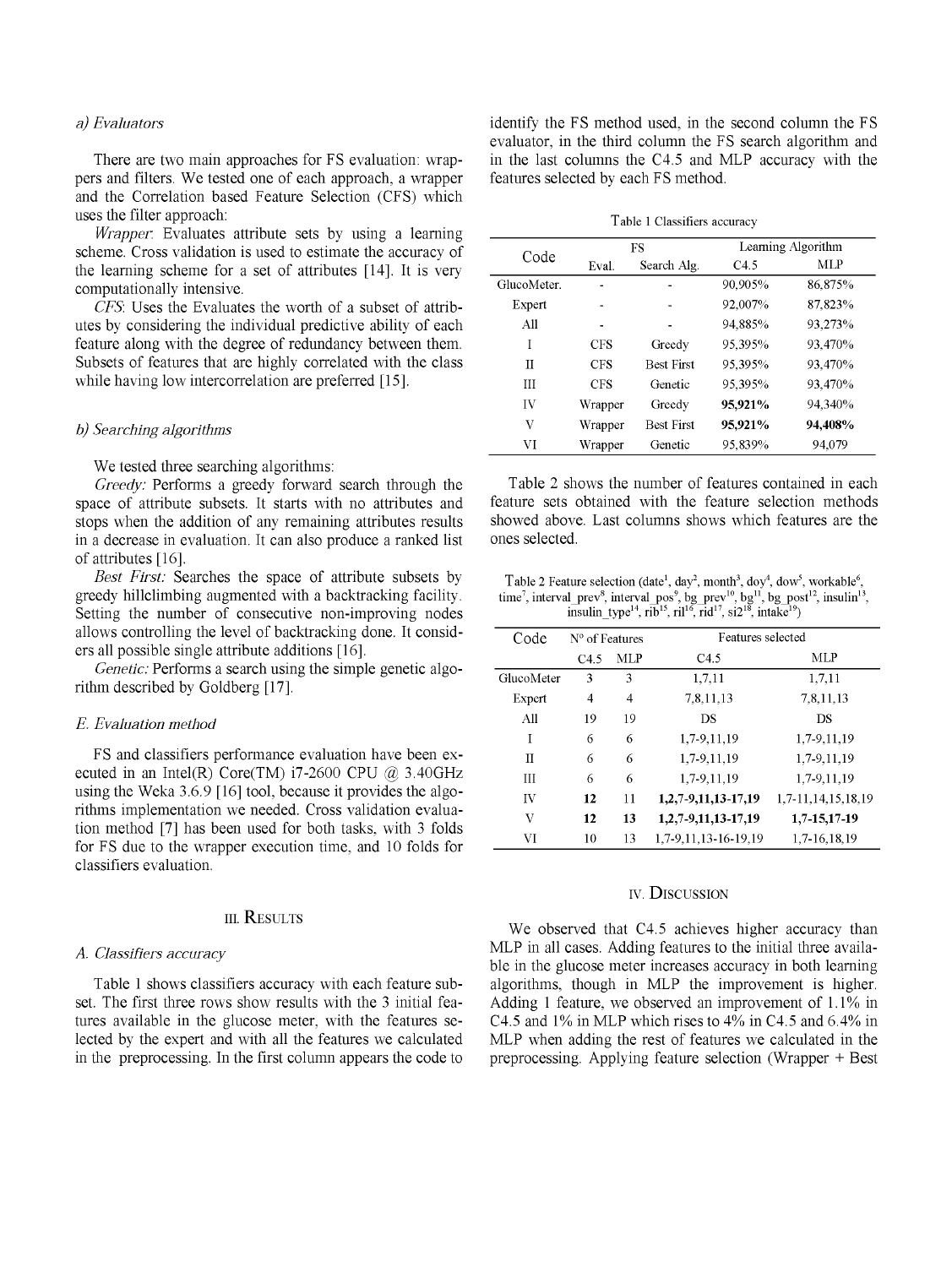#### a) Evaluators

There are two main approaches for FS evaluation: wrappers and filters. We tested one of each approach, a wrapper and the Correlation based Feature Selection (CFS) which uses the filter approach:

*Wrapper*: Evaluates attribute sets by using a learning scheme. Cross validation is used to estimate the accuracy of the learning scheme for a set of attributes [14]. It is very computationally intensive.

*CFS*: Uses the Evaluates the worth of a subset of attributes by considering the individual predictive ability of each feature along with the degree of redundancy between them. Subsets of features that are highly correlated with the class while having low intercorrelation are preferred [15].

#### b) Searching algorithms

We tested three searching algorithms:

*Greedy:* Performs a greedy forward search through the space of attribute subsets. It starts with no attributes and stops when the addition of any remaining attributes results in a decrease in evaluation. It can also produce a ranked list of attributes [16].

*Best First:* Searches the space of attribute subsets by greedy hillclimbing augmented with a backtracking facility. Setting the number of consecutive non-improving nodes allows controlling the level of backtracking done. It considers all possible single attribute additions [16].

*Genetic:* Performs a search using the simple genetic algorithm described by Goldberg [17].

### E. Evaluation method

FS and classifiers performance evaluation have been executed in an Intel(R) Core(TM) i7-2600 CPU @ 3.40GHz using the Weka 3.6.9 [16] tool, because it provides the algorithms implementation we needed. Cross validation evaluation method [7] has been used for both tasks, with 3 folds for FS due to the wrapper execution time, and 10 folds for classifiers evaluation.

## III. Results

### A. Classifiers accuracy

Table 1 shows classifiers accuracy with each feature subset. The first three rows show results with the 3 initial features available in the glucose meter, with the features selected by the expert and with all the features we calculated in the preprocessing. In the first column appears the code to identify the FS method used, in the second column the FS evaluator, in the third column the FS search algorithm and in the last columns the C4.5 and MLP accuracy with the features selected by each FS method.

Table 1 Classifiers accuracy

| Code | FS | | Learning Algorithm | |
|---|---|---|---|---|
| | Eval. | Search Alg. | C4.5 | MLP |
| GlucoMeter. | - | - | 90,905% | 86,875% |
| Expert | - | - | 92,007% | 87,823% |
| All | - | - | 94,885% | 93,273% |
| I | CFS | Greedy | 95,395% | 93,470% |
| II | CFS | Best First | 95,395% | 93,470% |
| III | CFS | Genetic | 95,395% | 93,470% |
| IV | Wrapper | Greedy | **95,921%** | 94,340% |
| V | Wrapper | Best First | **95,921%** | **94,408%** |
| VI | Wrapper | Genetic | 95,839% | 94,079 |

Table 2 shows the number of features contained in each feature sets obtained with the feature selection methods showed above. Last columns shows which features are the ones selected.

Table 2 Feature selection (date[1], day[2], month[3], doy[4], dow[5], workable[6], time[7], interval_prev[8], interval_pos[9], bg_prev[10], bg[11], bg_post[12], insulin[13], insulin_type[14], rib[15], ril[16], rid[17], si2[18], intake[19])

| Code | Nº of Features | | Features selected | |
|---|---|---|---|---|
| | C4.5 | MLP | C4.5 | MLP |
| GlucoMeter | 3 | 3 | 1,7,11 | 1,7,11 |
| Expert | 4 | 4 | 7,8,11,13 | 7,8,11,13 |
| All | 19 | 19 | DS | DS |
| I | 6 | 6 | 1,7-9,11,19 | 1,7-9,11,19 |
| II | 6 | 6 | 1,7-9,11,19 | 1,7-9,11,19 |
| III | 6 | 6 | 1,7-9,11,19 | 1,7-9,11,19 |
| IV | **12** | 11 | **1,2,7-9,11,13-17,19** | 1,7-11,14,15,18,19 |
| V | **12** | **13** | **1,2,7-9,11,13-17,19** | **1,7-15,17-19** |
| VI | 10 | 13 | 1,7-9,11,13-16-19,19 | 1,7-16,18,19 |

## IV. Discussion

We observed that C4.5 achieves higher accuracy than MLP in all cases. Adding features to the initial three available in the glucose meter increases accuracy in both learning algorithms, though in MLP the improvement is higher. Adding 1 feature, we observed an improvement of 1.1% in C4.5 and 1% in MLP which rises to 4% in C4.5 and 6.4% in MLP when adding the rest of features we calculated in the preprocessing. Applying feature selection (Wrapper + Best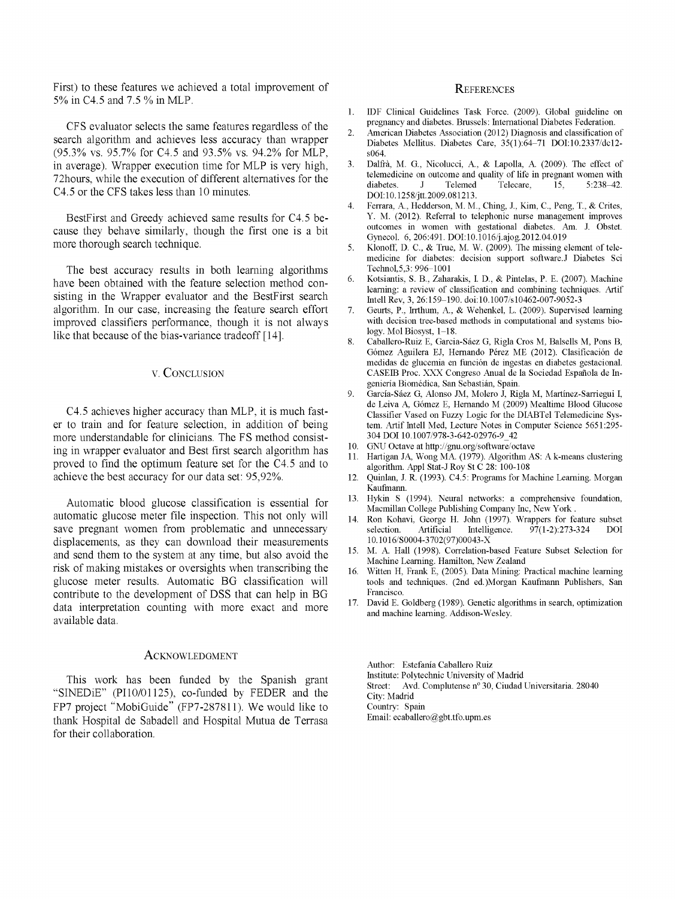First) to these features we achieved a total improvement of 5% in C4.5 and 7.5 % in MLP.

CFS evaluator selects the same features regardless of the search algorithm and achieves less accuracy than wrapper (95.3% vs. 95.7% for C4.5 and 93.5% vs. 94.2% for MLP, in average). Wrapper execution time for MLP is very high, 72hours, while the execution of different alternatives for the C4.5 or the CFS takes less than 10 minutes.

BestFirst and Greedy achieved same results for C4.5 because they behave similarly, though the first one is a bit more thorough search technique.

The best accuracy results in both learning algorithms have been obtained with the feature selection method consisting in the Wrapper evaluator and the BestFirst search algorithm. In our case, increasing the feature search effort improved classifiers performance, though it is not always like that because of the bias-variance tradeoff [14].

## V. Conclusion

C4.5 achieves higher accuracy than MLP, it is much faster to train and for feature selection, in addition of being more understandable for clinicians. The FS method consisting in wrapper evaluator and Best first search algorithm has proved to find the optimum feature set for the C4.5 and to achieve the best accuracy for our data set: 95,92%.

Automatic blood glucose classification is essential for automatic glucose meter file inspection. This not only will save pregnant women from problematic and unnecessary displacements, as they can download their measurements and send them to the system at any time, but also avoid the risk of making mistakes or oversights when transcribing the glucose meter results. Automatic BG classification will contribute to the development of DSS that can help in BG data interpretation counting with more exact and more available data.

## Acknowledgment

This work has been funded by the Spanish grant "SINEDiE" (PI10/01125), co-funded by FEDER and the FP7 project "MobiGuide" (FP7-287811). We would like to thank Hospital de Sabadell and Hospital Mutua de Terrasa for their collaboration.

## References

1. IDF Clinical Guidelines Task Force. (2009). Global guideline on pregnancy and diabetes. Brussels: International Diabetes Federation.
2. American Diabetes Association (2012) Diagnosis and classification of Diabetes Mellitus. Diabetes Care, 35(1):64–71 DOI:10.2337/dc12-s064.
3. Dalfrà, M. G., Nicolucci, A., & Lapolla, A. (2009). The effect of telemedicine on outcome and quality of life in pregnant women with diabetes. J Telemed Telecare, 15, 5:238–42. DOI:10.1258/jtt.2009.081213.
4. Ferrara, A., Hedderson, M. M., Ching, J., Kim, C., Peng, T., & Crites, Y. M. (2012). Referral to telephonic nurse management improves outcomes in women with gestational diabetes. Am. J. Obstet. Gynecol. 6, 206:491. DOI:10.1016/j.ajog.2012.04.019
5. Klonoff, D. C., & True, M. W. (2009). The missing element of telemedicine for diabetes: decision support software.J Diabetes Sci Technol,5,3: 996–1001
6. Kotsiantis, S. B., Zaharakis, I. D., & Pintelas, P. E. (2007). Machine learning: a review of classification and combining techniques. Artif Intell Rev, 3, 26:159–190. doi:10.1007/s10462-007-9052-3
7. Geurts, P., Irrthum, A., & Wehenkel, L. (2009). Supervised learning with decision tree-based methods in computational and systems biology. Mol Biosyst, 1–18.
8. Caballero-Ruiz E, García-Sáez G, Rigla Cros M, Balsells M, Pons B, Gómez Aguilera EJ, Hernando Pérez ME (2012). Clasificación de medidas de glucemia en función de ingestas en diabetes gestacional. CASEIB Proc. XXX Congreso Anual de la Sociedad Española de Ingeniería Biomédica, San Sebastián, Spain.
9. García-Sáez G, Alonso JM, Molero J, Rigla M, Martínez-Sarriegui I, de Leiva A, Gómez E, Hernando M (2009) Mealtime Blood Glucose Classifier Vased on Fuzzy Logic for the DIABTel Telemedicine System. Artif Intell Med, Lecture Notes in Computer Science 5651:295-304 DOI 10.1007/978-3-642-02976-9_42
10. GNU Octave at http://gnu.org/software/octave
11. Hartigan JA, Wong MA. (1979). Algorithm AS: A k-means clustering algorithm. Appl Stat-J Roy St C 28: 100-108
12. Quinlan, J. R. (1993). C4.5: Programs for Machine Learning. Morgan Kaufmann.
13. Hykin S (1994). Neural networks: a comprehensive foundation, Macmillan College Publishing Company Inc, New York .
14. Ron Kohavi, George H. John (1997). Wrappers for feature subset selection. Artificial Intelligence. 97(1-2):273-324 DOI 10.1016/S0004-3702(97)00043-X
15. M. A. Hall (1998). Correlation-based Feature Subset Selection for Machine Learning. Hamilton, New Zealand
16. Witten H, Frank E, (2005). Data Mining: Practical machine learning tools and techniques. (2nd ed.)Morgan Kaufmann Publishers, San Francisco.
17. David E. Goldberg (1989). Genetic algorithms in search, optimization and machine learning. Addison-Wesley.

Author: Estefanía Caballero Ruiz
Institute: Polytechnic University of Madrid
Street: Avd. Complutense nº 30, Ciudad Universitaria. 28040
City: Madrid
Country: Spain
Email: ecaballero@gbt.tfo.upm.es